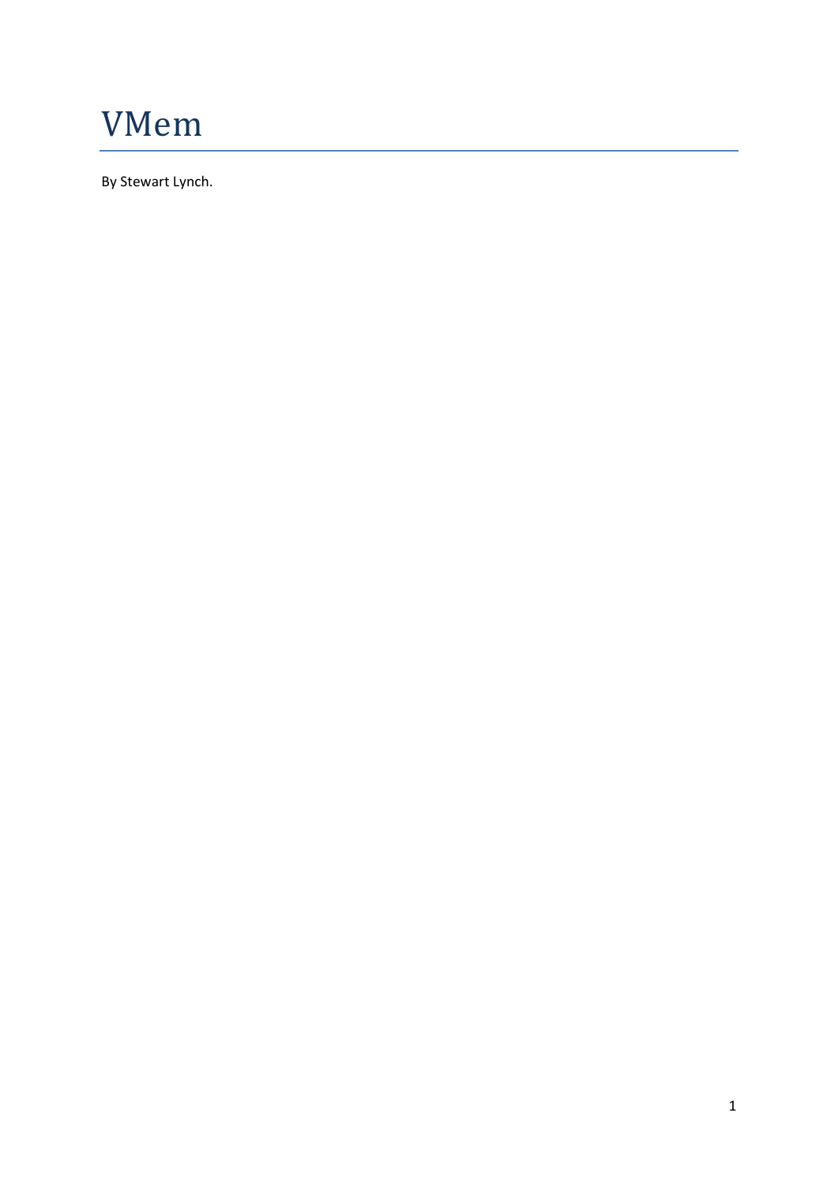# VMem

By Stewart Lynch.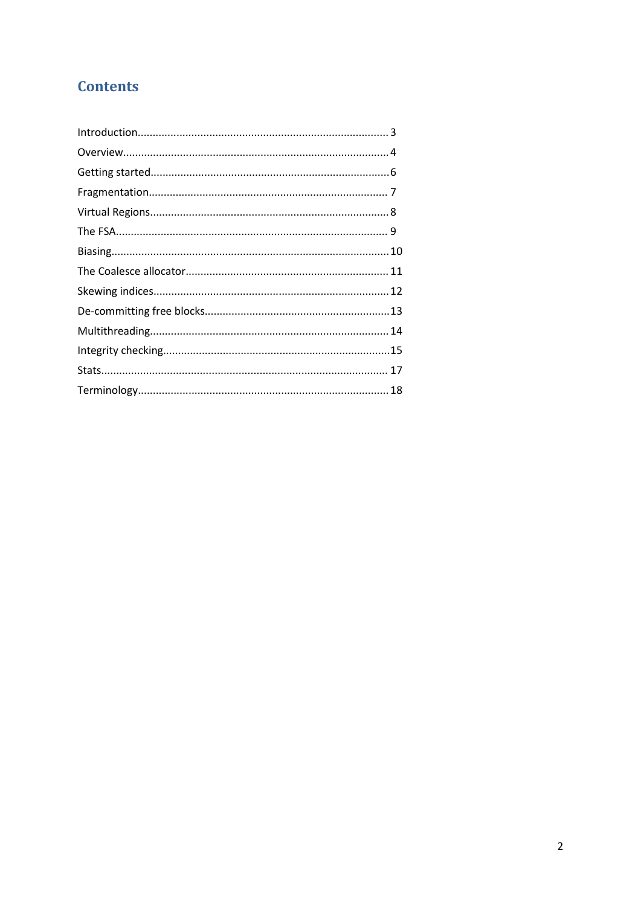# Contents

Introduction....................................................................................3
Overview........................................................................................4
Getting started................................................................................6
Fragmentation................................................................................7
Virtual Regions...............................................................................8
The FSA..........................................................................................9
Biasing............................................................................................10
The Coalesce allocator...................................................................11
Skewing indices..............................................................................12
De-committing free blocks.............................................................13
Multithreading...............................................................................14
Integrity checking...........................................................................15
Stats...............................................................................................17
Terminology...................................................................................18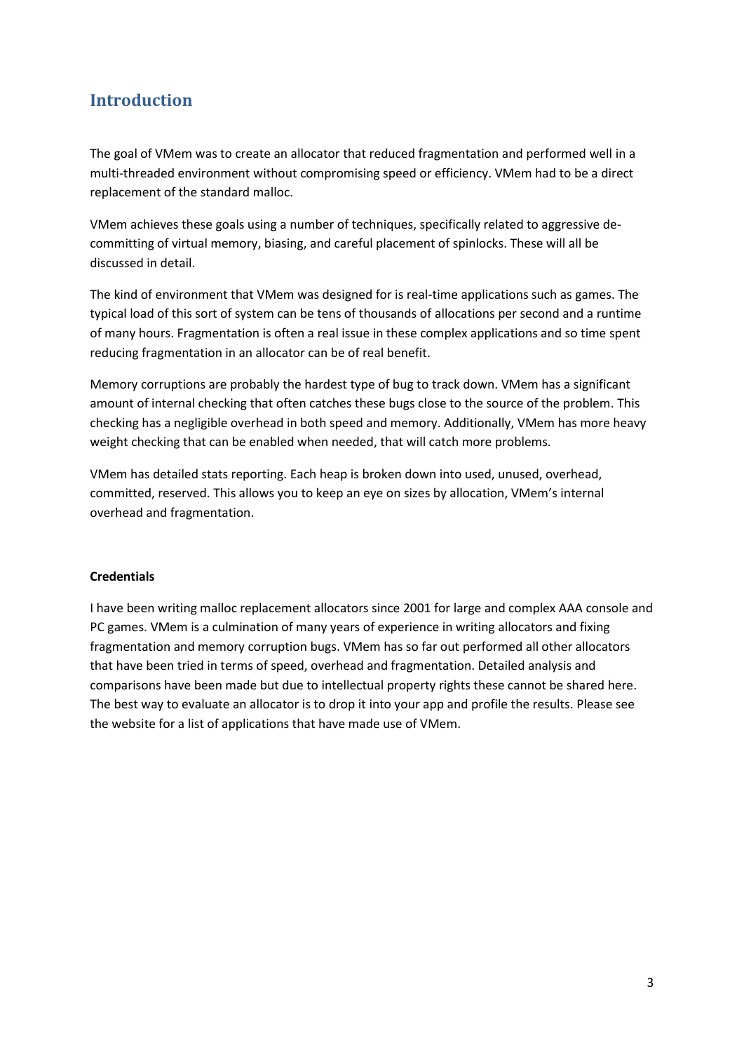# Introduction

The goal of VMem was to create an allocator that reduced fragmentation and performed well in a multi-threaded environment without compromising speed or efficiency. VMem had to be a direct replacement of the standard malloc.

VMem achieves these goals using a number of techniques, specifically related to aggressive de-committing of virtual memory, biasing, and careful placement of spinlocks. These will all be discussed in detail.

The kind of environment that VMem was designed for is real-time applications such as games. The typical load of this sort of system can be tens of thousands of allocations per second and a runtime of many hours. Fragmentation is often a real issue in these complex applications and so time spent reducing fragmentation in an allocator can be of real benefit.

Memory corruptions are probably the hardest type of bug to track down. VMem has a significant amount of internal checking that often catches these bugs close to the source of the problem. This checking has a negligible overhead in both speed and memory. Additionally, VMem has more heavy weight checking that can be enabled when needed, that will catch more problems.

VMem has detailed stats reporting. Each heap is broken down into used, unused, overhead, committed, reserved. This allows you to keep an eye on sizes by allocation, VMem's internal overhead and fragmentation.

**Credentials**

I have been writing malloc replacement allocators since 2001 for large and complex AAA console and PC games. VMem is a culmination of many years of experience in writing allocators and fixing fragmentation and memory corruption bugs. VMem has so far out performed all other allocators that have been tried in terms of speed, overhead and fragmentation. Detailed analysis and comparisons have been made but due to intellectual property rights these cannot be shared here. The best way to evaluate an allocator is to drop it into your app and profile the results. Please see the website for a list of applications that have made use of VMem.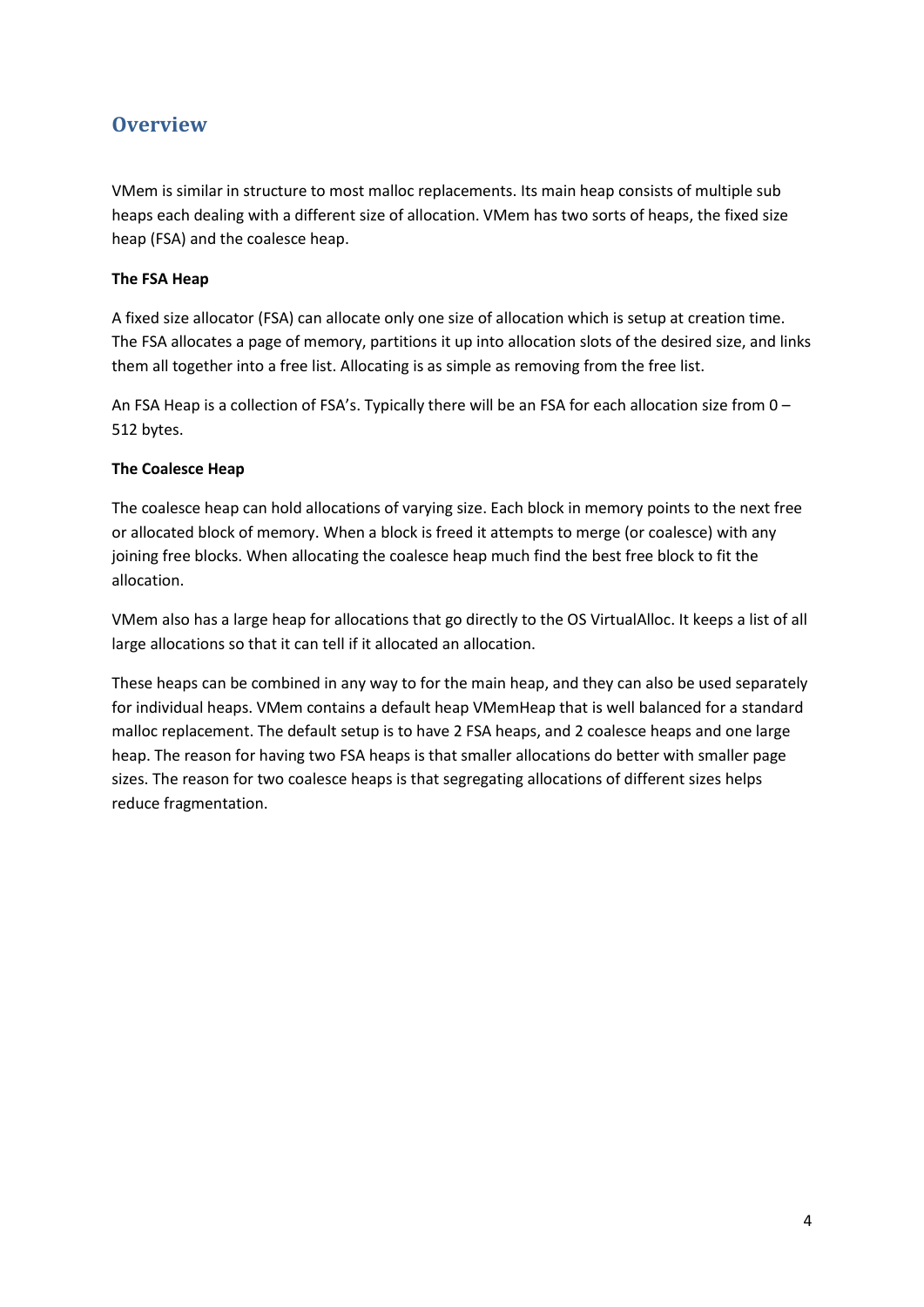# Overview

VMem is similar in structure to most malloc replacements. Its main heap consists of multiple sub heaps each dealing with a different size of allocation. VMem has two sorts of heaps, the fixed size heap (FSA) and the coalesce heap.

**The FSA Heap**

A fixed size allocator (FSA) can allocate only one size of allocation which is setup at creation time. The FSA allocates a page of memory, partitions it up into allocation slots of the desired size, and links them all together into a free list. Allocating is as simple as removing from the free list.

An FSA Heap is a collection of FSA's. Typically there will be an FSA for each allocation size from 0 – 512 bytes.

**The Coalesce Heap**

The coalesce heap can hold allocations of varying size. Each block in memory points to the next free or allocated block of memory. When a block is freed it attempts to merge (or coalesce) with any joining free blocks. When allocating the coalesce heap much find the best free block to fit the allocation.

VMem also has a large heap for allocations that go directly to the OS VirtualAlloc. It keeps a list of all large allocations so that it can tell if it allocated an allocation.

These heaps can be combined in any way to for the main heap, and they can also be used separately for individual heaps. VMem contains a default heap VMemHeap that is well balanced for a standard malloc replacement. The default setup is to have 2 FSA heaps, and 2 coalesce heaps and one large heap. The reason for having two FSA heaps is that smaller allocations do better with smaller page sizes. The reason for two coalesce heaps is that segregating allocations of different sizes helps reduce fragmentation.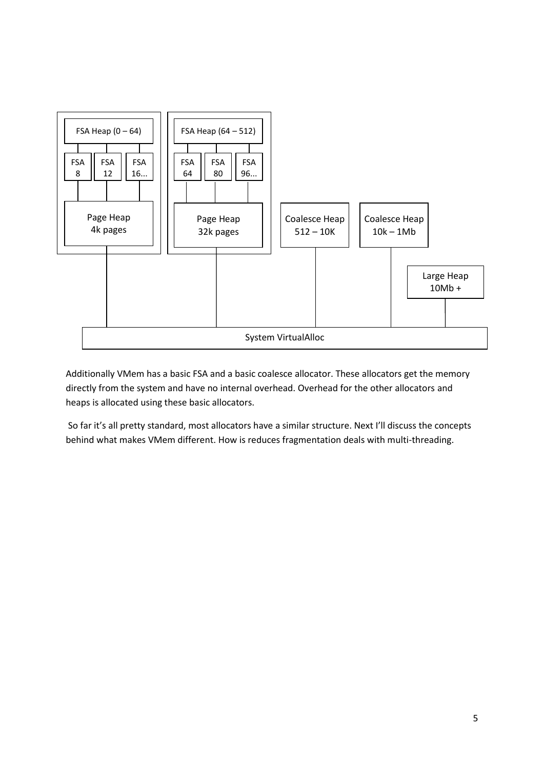Additionally VMem has a basic FSA and a basic coalesce allocator. These allocators get the memory directly from the system and have no internal overhead. Overhead for the other allocators and heaps is allocated using these basic allocators.

So far it's all pretty standard, most allocators have a similar structure. Next I'll discuss the concepts behind what makes VMem different. How is reduces fragmentation deals with multi-threading.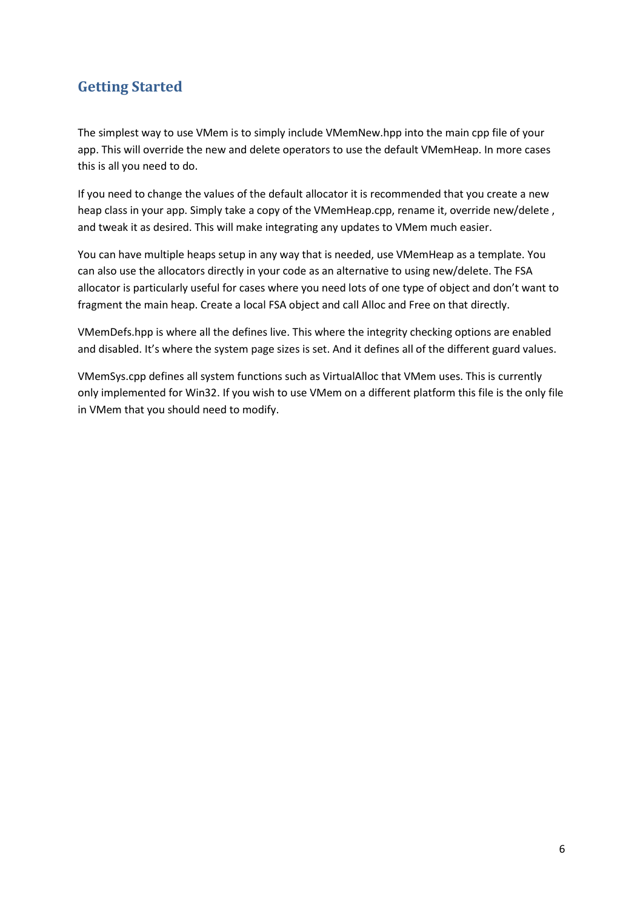## Getting Started

The simplest way to use VMem is to simply include VMemNew.hpp into the main cpp file of your app. This will override the new and delete operators to use the default VMemHeap. In more cases this is all you need to do.

If you need to change the values of the default allocator it is recommended that you create a new heap class in your app. Simply take a copy of the VMemHeap.cpp, rename it, override new/delete , and tweak it as desired. This will make integrating any updates to VMem much easier.

You can have multiple heaps setup in any way that is needed, use VMemHeap as a template. You can also use the allocators directly in your code as an alternative to using new/delete. The FSA allocator is particularly useful for cases where you need lots of one type of object and don't want to fragment the main heap. Create a local FSA object and call Alloc and Free on that directly.

VMemDefs.hpp is where all the defines live. This where the integrity checking options are enabled and disabled. It's where the system page sizes is set. And it defines all of the different guard values.

VMemSys.cpp defines all system functions such as VirtualAlloc that VMem uses. This is currently only implemented for Win32. If you wish to use VMem on a different platform this file is the only file in VMem that you should need to modify.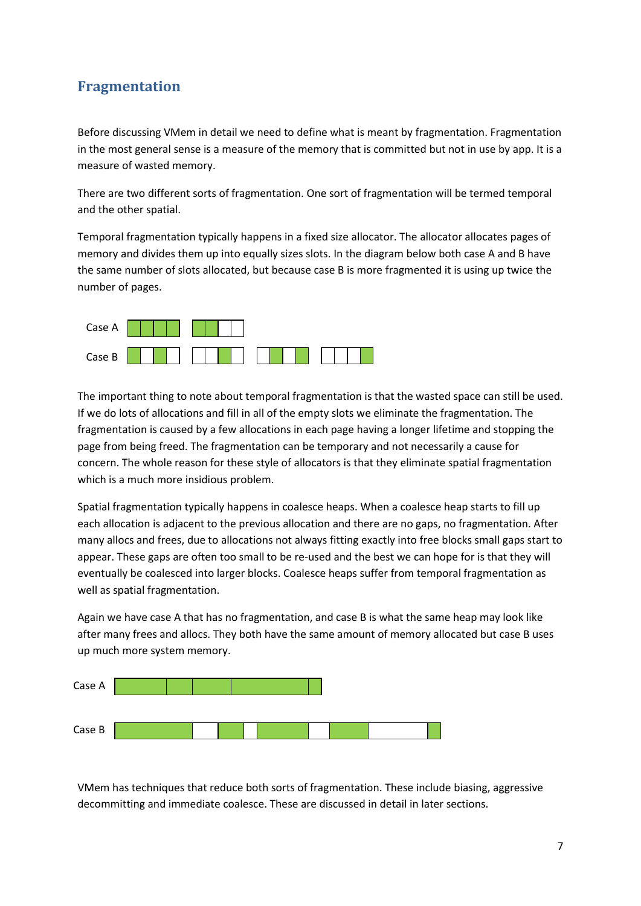## Fragmentation

Before discussing VMem in detail we need to define what is meant by fragmentation. Fragmentation in the most general sense is a measure of the memory that is committed but not in use by app. It is a measure of wasted memory.

There are two different sorts of fragmentation. One sort of fragmentation will be termed temporal and the other spatial.

Temporal fragmentation typically happens in a fixed size allocator. The allocator allocates pages of memory and divides them up into equally sizes slots. In the diagram below both case A and B have the same number of slots allocated, but because case B is more fragmented it is using up twice the number of pages.

Case A

Case B

The important thing to note about temporal fragmentation is that the wasted space can still be used. If we do lots of allocations and fill in all of the empty slots we eliminate the fragmentation. The fragmentation is caused by a few allocations in each page having a longer lifetime and stopping the page from being freed. The fragmentation can be temporary and not necessarily a cause for concern. The whole reason for these style of allocators is that they eliminate spatial fragmentation which is a much more insidious problem.

Spatial fragmentation typically happens in coalesce heaps. When a coalesce heap starts to fill up each allocation is adjacent to the previous allocation and there are no gaps, no fragmentation. After many allocs and frees, due to allocations not always fitting exactly into free blocks small gaps start to appear. These gaps are often too small to be re-used and the best we can hope for is that they will eventually be coalesced into larger blocks. Coalesce heaps suffer from temporal fragmentation as well as spatial fragmentation.

Again we have case A that has no fragmentation, and case B is what the same heap may look like after many frees and allocs. They both have the same amount of memory allocated but case B uses up much more system memory.

Case A

Case B

VMem has techniques that reduce both sorts of fragmentation. These include biasing, aggressive decommitting and immediate coalesce. These are discussed in detail in later sections.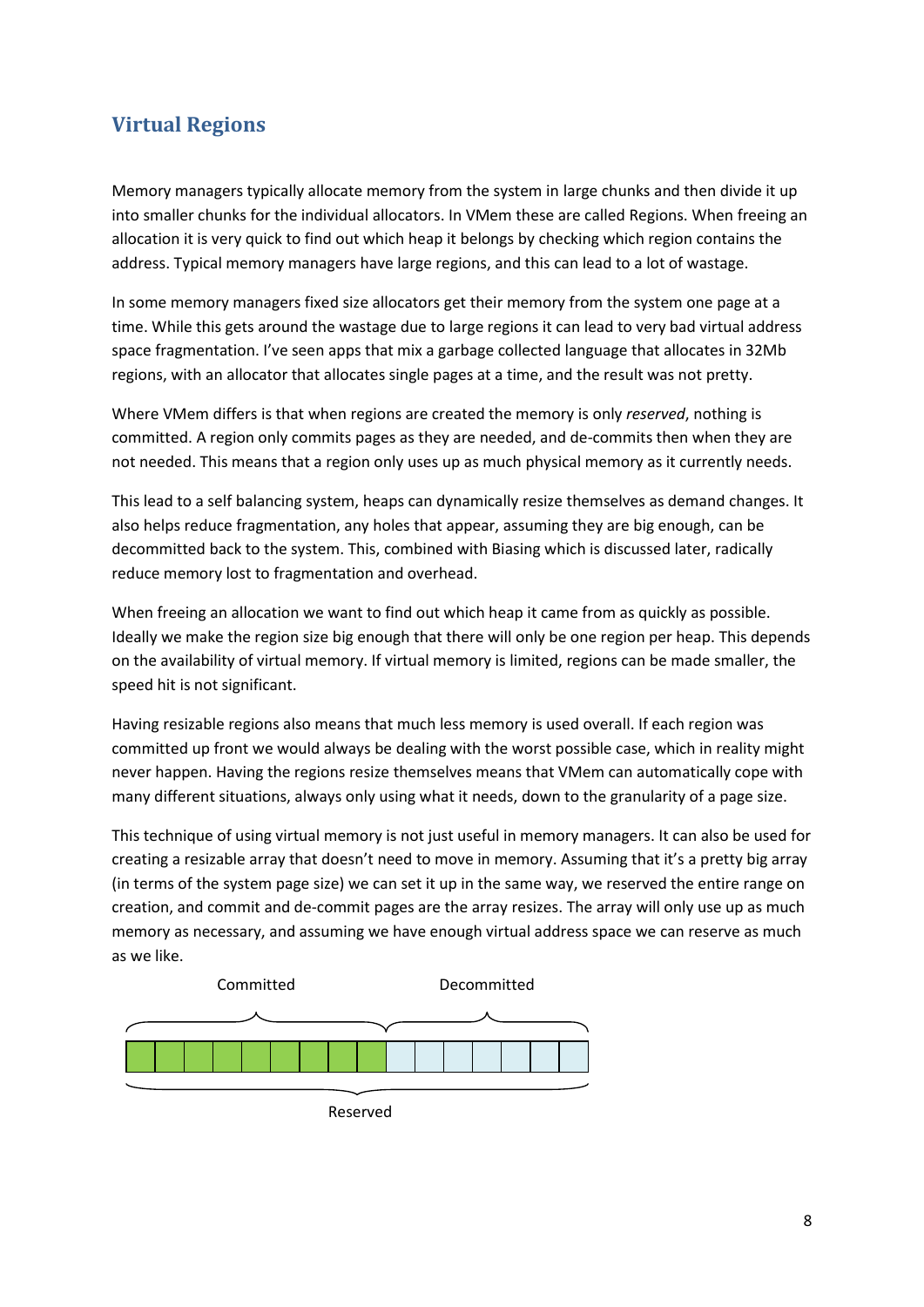## Virtual Regions

Memory managers typically allocate memory from the system in large chunks and then divide it up into smaller chunks for the individual allocators. In VMem these are called Regions. When freeing an allocation it is very quick to find out which heap it belongs by checking which region contains the address. Typical memory managers have large regions, and this can lead to a lot of wastage.

In some memory managers fixed size allocators get their memory from the system one page at a time. While this gets around the wastage due to large regions it can lead to very bad virtual address space fragmentation. I've seen apps that mix a garbage collected language that allocates in 32Mb regions, with an allocator that allocates single pages at a time, and the result was not pretty.

Where VMem differs is that when regions are created the memory is only *reserved*, nothing is committed. A region only commits pages as they are needed, and de-commits then when they are not needed. This means that a region only uses up as much physical memory as it currently needs.

This lead to a self balancing system, heaps can dynamically resize themselves as demand changes. It also helps reduce fragmentation, any holes that appear, assuming they are big enough, can be decommitted back to the system. This, combined with Biasing which is discussed later, radically reduce memory lost to fragmentation and overhead.

When freeing an allocation we want to find out which heap it came from as quickly as possible. Ideally we make the region size big enough that there will only be one region per heap. This depends on the availability of virtual memory. If virtual memory is limited, regions can be made smaller, the speed hit is not significant.

Having resizable regions also means that much less memory is used overall. If each region was committed up front we would always be dealing with the worst possible case, which in reality might never happen. Having the regions resize themselves means that VMem can automatically cope with many different situations, always only using what it needs, down to the granularity of a page size.

This technique of using virtual memory is not just useful in memory managers. It can also be used for creating a resizable array that doesn't need to move in memory. Assuming that it's a pretty big array (in terms of the system page size) we can set it up in the same way, we reserved the entire range on creation, and commit and de-commit pages are the array resizes. The array will only use up as much memory as necessary, and assuming we have enough virtual address space we can reserve as much as we like.

Committed Decommitted

Reserved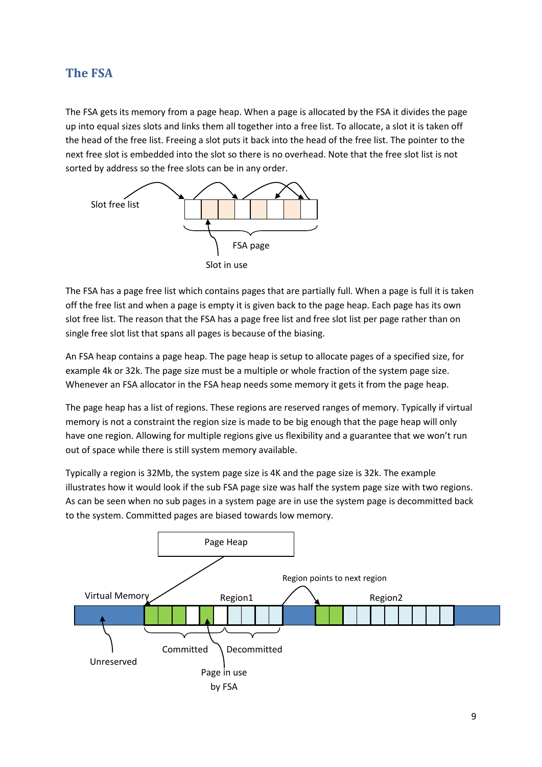## The FSA

The FSA gets its memory from a page heap. When a page is allocated by the FSA it divides the page up into equal sizes slots and links them all together into a free list. To allocate, a slot it is taken off the head of the free list. Freeing a slot puts it back into the head of the free list. The pointer to the next free slot is embedded into the slot so there is no overhead. Note that the free slot list is not sorted by address so the free slots can be in any order.

The FSA has a page free list which contains pages that are partially full. When a page is full it is taken off the free list and when a page is empty it is given back to the page heap. Each page has its own slot free list. The reason that the FSA has a page free list and free slot list per page rather than on single free slot list that spans all pages is because of the biasing.

An FSA heap contains a page heap. The page heap is setup to allocate pages of a specified size, for example 4k or 32k. The page size must be a multiple or whole fraction of the system page size. Whenever an FSA allocator in the FSA heap needs some memory it gets it from the page heap.

The page heap has a list of regions. These regions are reserved ranges of memory. Typically if virtual memory is not a constraint the region size is made to be big enough that the page heap will only have one region. Allowing for multiple regions give us flexibility and a guarantee that we won't run out of space while there is still system memory available.

Typically a region is 32Mb, the system page size is 4K and the page size is 32k. The example illustrates how it would look if the sub FSA page size was half the system page size with two regions. As can be seen when no sub pages in a system page are in use the system page is decommitted back to the system. Committed pages are biased towards low memory.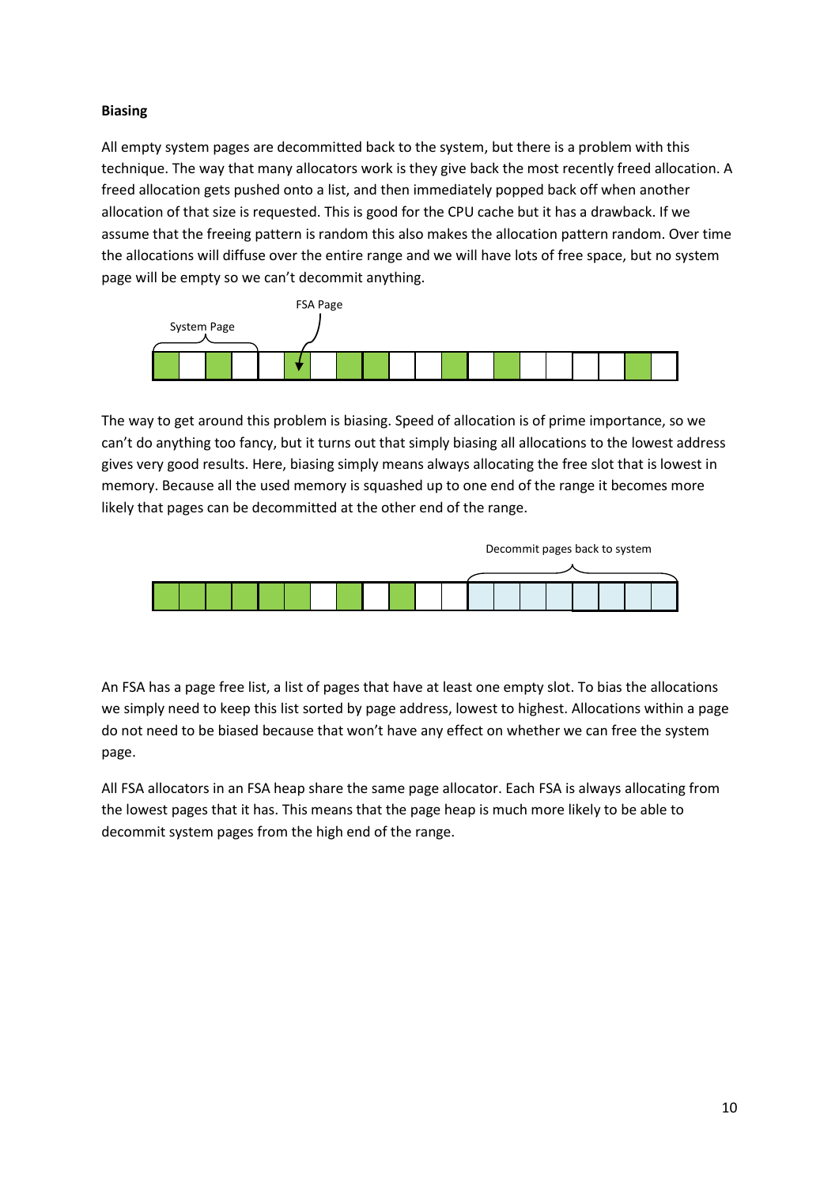**Biasing**

All empty system pages are decommitted back to the system, but there is a problem with this technique. The way that many allocators work is they give back the most recently freed allocation. A freed allocation gets pushed onto a list, and then immediately popped back off when another allocation of that size is requested. This is good for the CPU cache but it has a drawback. If we assume that the freeing pattern is random this also makes the allocation pattern random. Over time the allocations will diffuse over the entire range and we will have lots of free space, but no system page will be empty so we can't decommit anything.

The way to get around this problem is biasing. Speed of allocation is of prime importance, so we can't do anything too fancy, but it turns out that simply biasing all allocations to the lowest address gives very good results. Here, biasing simply means always allocating the free slot that is lowest in memory. Because all the used memory is squashed up to one end of the range it becomes more likely that pages can be decommitted at the other end of the range.

An FSA has a page free list, a list of pages that have at least one empty slot. To bias the allocations we simply need to keep this list sorted by page address, lowest to highest. Allocations within a page do not need to be biased because that won't have any effect on whether we can free the system page.

All FSA allocators in an FSA heap share the same page allocator. Each FSA is always allocating from the lowest pages that it has. This means that the page heap is much more likely to be able to decommit system pages from the high end of the range.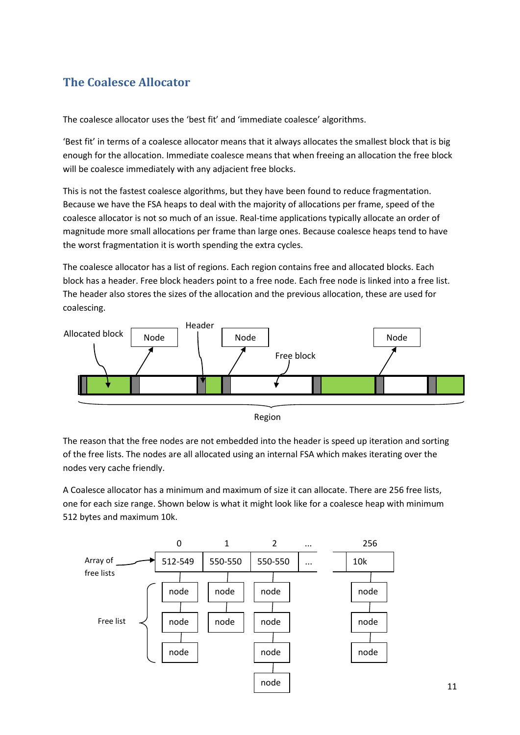## The Coalesce Allocator

The coalesce allocator uses the 'best fit' and 'immediate coalesce' algorithms.

'Best fit' in terms of a coalesce allocator means that it always allocates the smallest block that is big enough for the allocation. Immediate coalesce means that when freeing an allocation the free block will be coalesce immediately with any adjacent free blocks.

This is not the fastest coalesce algorithms, but they have been found to reduce fragmentation. Because we have the FSA heaps to deal with the majority of allocations per frame, speed of the coalesce allocator is not so much of an issue. Real-time applications typically allocate an order of magnitude more small allocations per frame than large ones. Because coalesce heaps tend to have the worst fragmentation it is worth spending the extra cycles.

The coalesce allocator has a list of regions. Each region contains free and allocated blocks. Each block has a header. Free block headers point to a free node. Each free node is linked into a free list. The header also stores the sizes of the allocation and the previous allocation, these are used for coalescing.

The reason that the free nodes are not embedded into the header is speed up iteration and sorting of the free lists. The nodes are all allocated using an internal FSA which makes iterating over the nodes very cache friendly.

A Coalesce allocator has a minimum and maximum of size it can allocate. There are 256 free lists, one for each size range. Shown below is what it might look like for a coalesce heap with minimum 512 bytes and maximum 10k.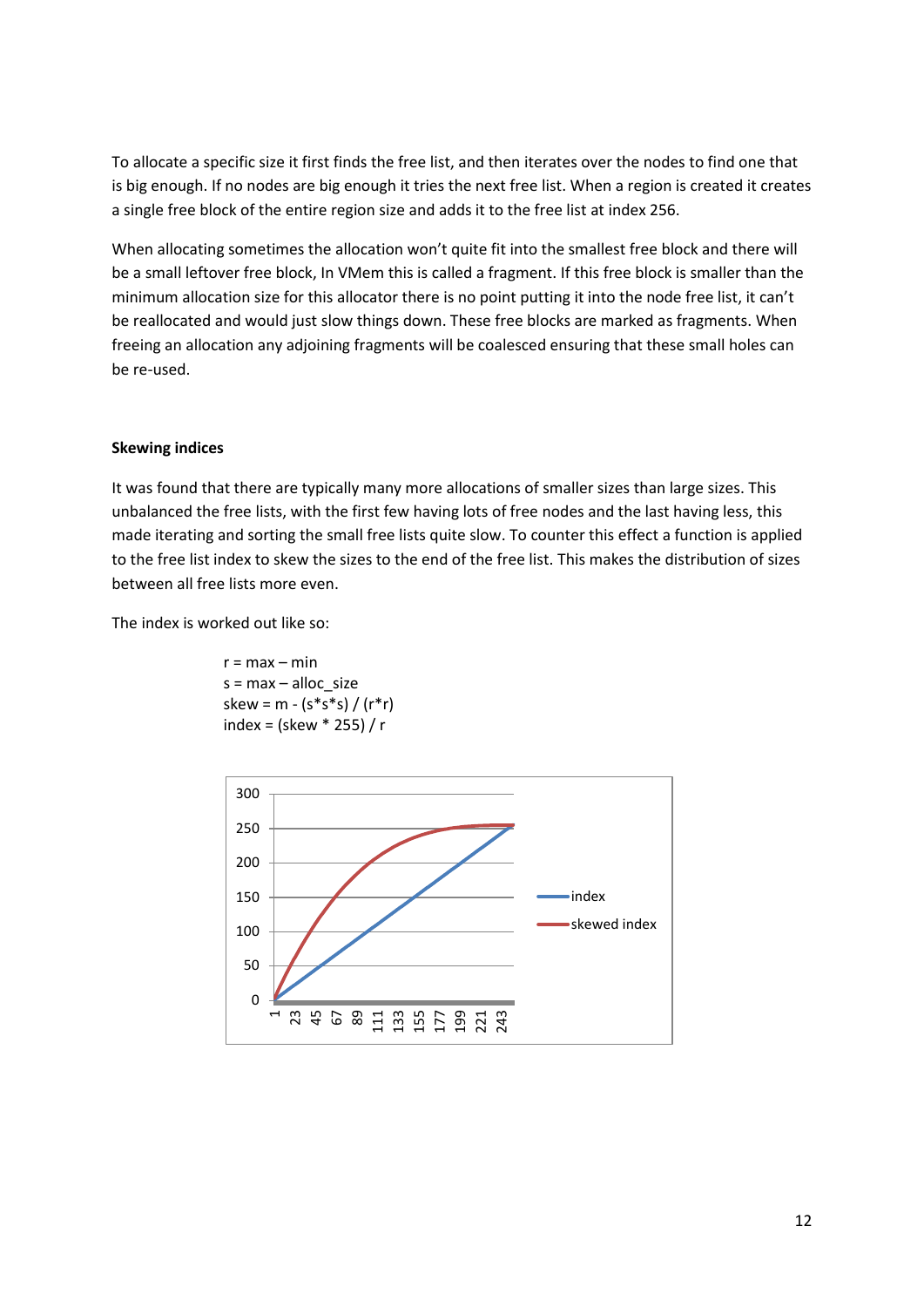To allocate a specific size it first finds the free list, and then iterates over the nodes to find one that is big enough. If no nodes are big enough it tries the next free list. When a region is created it creates a single free block of the entire region size and adds it to the free list at index 256.

When allocating sometimes the allocation won't quite fit into the smallest free block and there will be a small leftover free block, In VMem this is called a fragment. If this free block is smaller than the minimum allocation size for this allocator there is no point putting it into the node free list, it can't be reallocated and would just slow things down. These free blocks are marked as fragments. When freeing an allocation any adjoining fragments will be coalesced ensuring that these small holes can be re-used.

### Skewing indices

It was found that there are typically many more allocations of smaller sizes than large sizes. This unbalanced the free lists, with the first few having lots of free nodes and the last having less, this made iterating and sorting the small free lists quite slow. To counter this effect a function is applied to the free list index to skew the sizes to the end of the free list. This makes the distribution of sizes between all free lists more even.

The index is worked out like so:

```
r = max – min
s = max – alloc_size
skew = m - (s*s*s) / (r*r)
index = (skew * 255) / r
```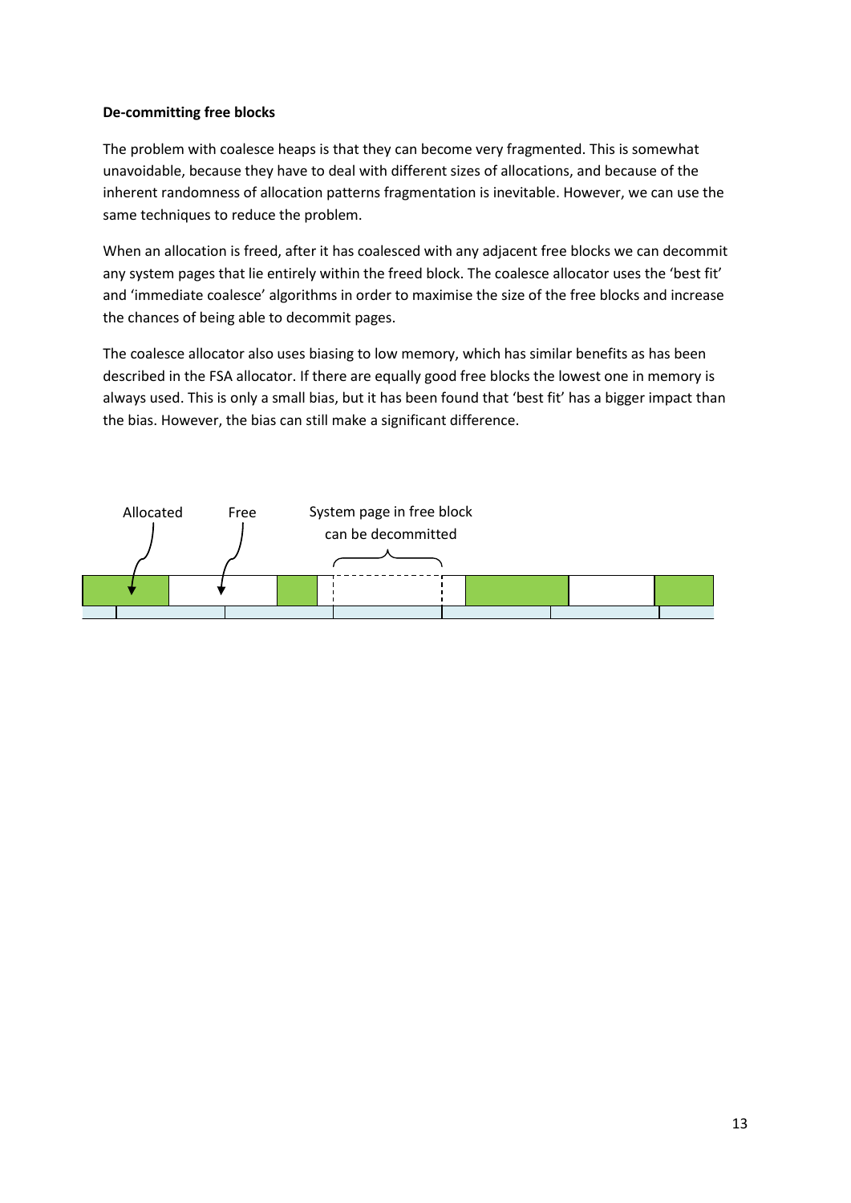**De-committing free blocks**

The problem with coalesce heaps is that they can become very fragmented. This is somewhat unavoidable, because they have to deal with different sizes of allocations, and because of the inherent randomness of allocation patterns fragmentation is inevitable. However, we can use the same techniques to reduce the problem.

When an allocation is freed, after it has coalesced with any adjacent free blocks we can decommit any system pages that lie entirely within the freed block. The coalesce allocator uses the 'best fit' and 'immediate coalesce' algorithms in order to maximise the size of the free blocks and increase the chances of being able to decommit pages.

The coalesce allocator also uses biasing to low memory, which has similar benefits as has been described in the FSA allocator. If there are equally good free blocks the lowest one in memory is always used. This is only a small bias, but it has been found that 'best fit' has a bigger impact than the bias. However, the bias can still make a significant difference.

Allocated    Free    System page in free block can be decommitted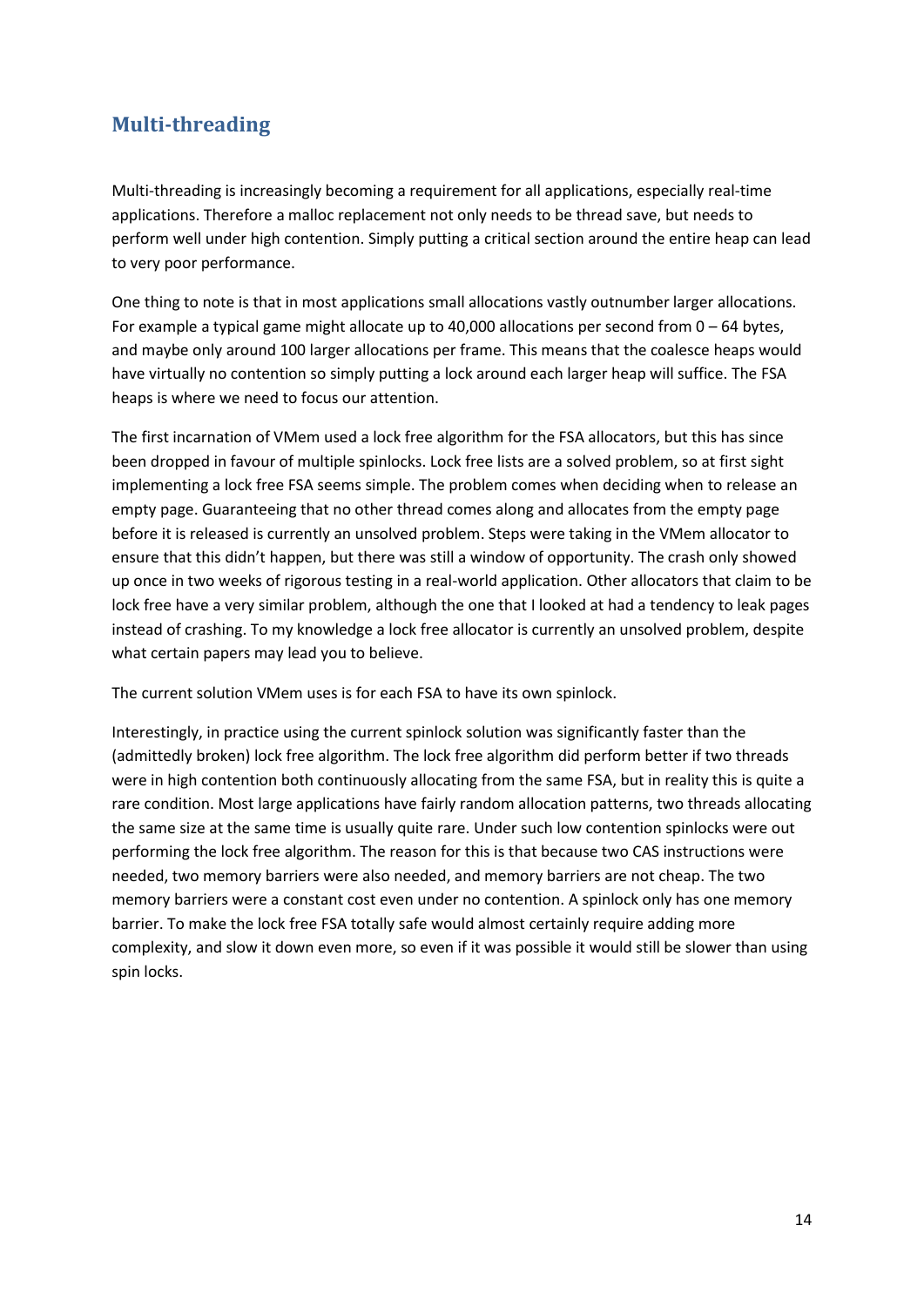## Multi-threading

Multi-threading is increasingly becoming a requirement for all applications, especially real-time applications. Therefore a malloc replacement not only needs to be thread save, but needs to perform well under high contention. Simply putting a critical section around the entire heap can lead to very poor performance.

One thing to note is that in most applications small allocations vastly outnumber larger allocations. For example a typical game might allocate up to 40,000 allocations per second from 0 – 64 bytes, and maybe only around 100 larger allocations per frame. This means that the coalesce heaps would have virtually no contention so simply putting a lock around each larger heap will suffice. The FSA heaps is where we need to focus our attention.

The first incarnation of VMem used a lock free algorithm for the FSA allocators, but this has since been dropped in favour of multiple spinlocks. Lock free lists are a solved problem, so at first sight implementing a lock free FSA seems simple. The problem comes when deciding when to release an empty page. Guaranteeing that no other thread comes along and allocates from the empty page before it is released is currently an unsolved problem. Steps were taking in the VMem allocator to ensure that this didn't happen, but there was still a window of opportunity. The crash only showed up once in two weeks of rigorous testing in a real-world application. Other allocators that claim to be lock free have a very similar problem, although the one that I looked at had a tendency to leak pages instead of crashing. To my knowledge a lock free allocator is currently an unsolved problem, despite what certain papers may lead you to believe.

The current solution VMem uses is for each FSA to have its own spinlock.

Interestingly, in practice using the current spinlock solution was significantly faster than the (admittedly broken) lock free algorithm. The lock free algorithm did perform better if two threads were in high contention both continuously allocating from the same FSA, but in reality this is quite a rare condition. Most large applications have fairly random allocation patterns, two threads allocating the same size at the same time is usually quite rare. Under such low contention spinlocks were out performing the lock free algorithm. The reason for this is that because two CAS instructions were needed, two memory barriers were also needed, and memory barriers are not cheap. The two memory barriers were a constant cost even under no contention. A spinlock only has one memory barrier. To make the lock free FSA totally safe would almost certainly require adding more complexity, and slow it down even more, so even if it was possible it would still be slower than using spin locks.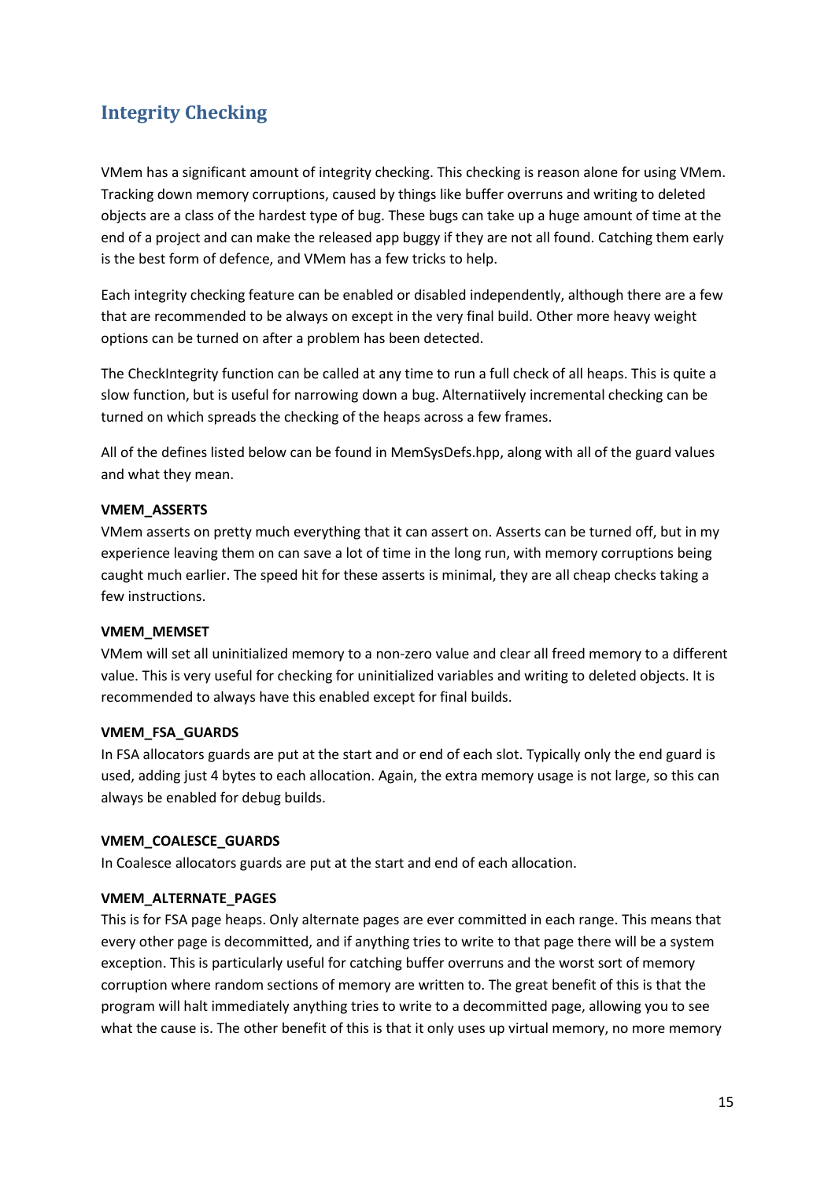## Integrity Checking

VMem has a significant amount of integrity checking. This checking is reason alone for using VMem. Tracking down memory corruptions, caused by things like buffer overruns and writing to deleted objects are a class of the hardest type of bug. These bugs can take up a huge amount of time at the end of a project and can make the released app buggy if they are not all found. Catching them early is the best form of defence, and VMem has a few tricks to help.

Each integrity checking feature can be enabled or disabled independently, although there are a few that are recommended to be always on except in the very final build. Other more heavy weight options can be turned on after a problem has been detected.

The CheckIntegrity function can be called at any time to run a full check of all heaps. This is quite a slow function, but is useful for narrowing down a bug. Alternatiively incremental checking can be turned on which spreads the checking of the heaps across a few frames.

All of the defines listed below can be found in MemSysDefs.hpp, along with all of the guard values and what they mean.

**VMEM_ASSERTS**
VMem asserts on pretty much everything that it can assert on. Asserts can be turned off, but in my experience leaving them on can save a lot of time in the long run, with memory corruptions being caught much earlier. The speed hit for these asserts is minimal, they are all cheap checks taking a few instructions.

**VMEM_MEMSET**
VMem will set all uninitialized memory to a non-zero value and clear all freed memory to a different value. This is very useful for checking for uninitialized variables and writing to deleted objects. It is recommended to always have this enabled except for final builds.

**VMEM_FSA_GUARDS**
In FSA allocators guards are put at the start and or end of each slot. Typically only the end guard is used, adding just 4 bytes to each allocation. Again, the extra memory usage is not large, so this can always be enabled for debug builds.

**VMEM_COALESCE_GUARDS**
In Coalesce allocators guards are put at the start and end of each allocation.

**VMEM_ALTERNATE_PAGES**
This is for FSA page heaps. Only alternate pages are ever committed in each range. This means that every other page is decommitted, and if anything tries to write to that page there will be a system exception. This is particularly useful for catching buffer overruns and the worst sort of memory corruption where random sections of memory are written to. The great benefit of this is that the program will halt immediately anything tries to write to a decommitted page, allowing you to see what the cause is. The other benefit of this is that it only uses up virtual memory, no more memory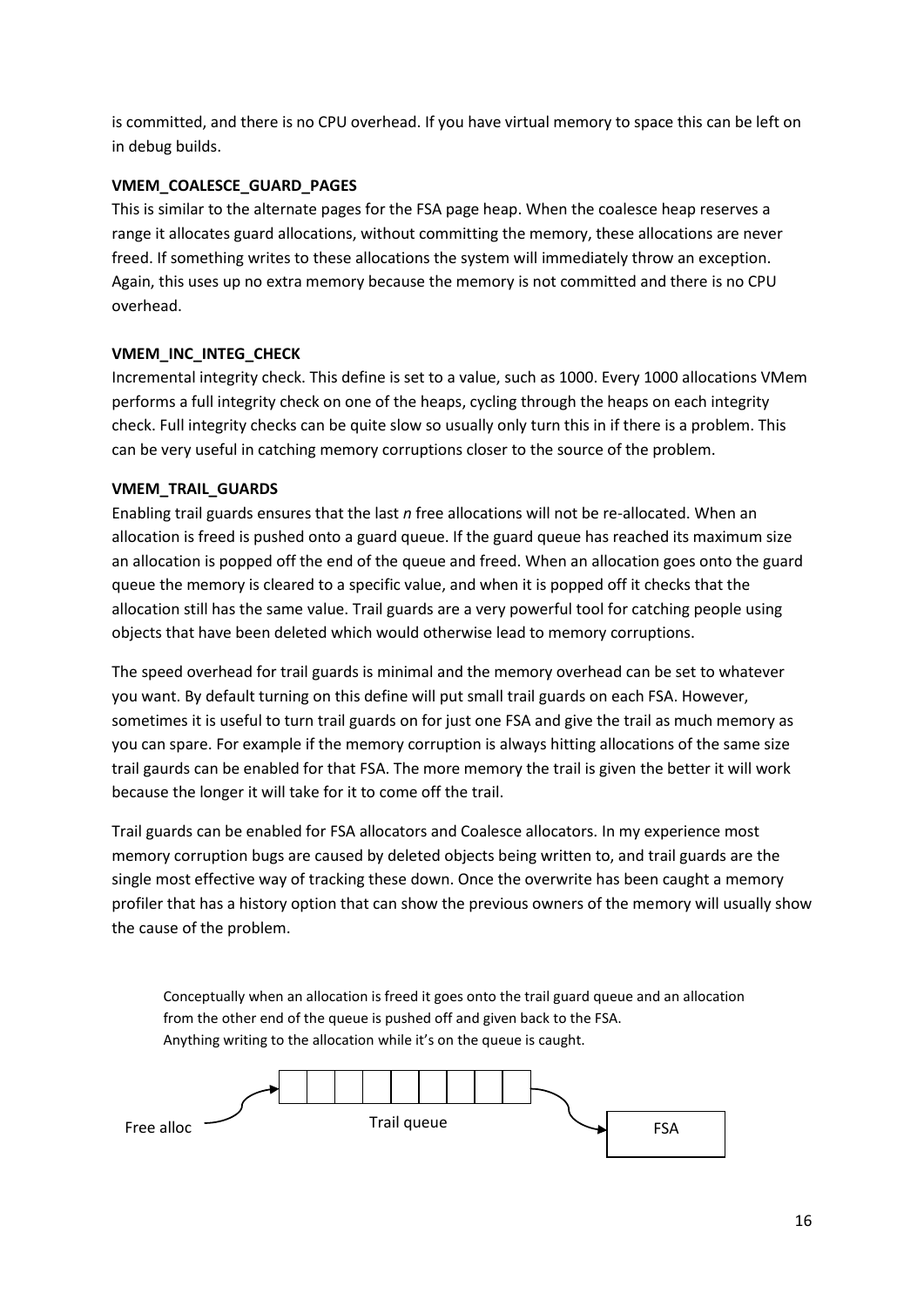is committed, and there is no CPU overhead. If you have virtual memory to space this can be left on in debug builds.

**VMEM_COALESCE_GUARD_PAGES**

This is similar to the alternate pages for the FSA page heap. When the coalesce heap reserves a range it allocates guard allocations, without committing the memory, these allocations are never freed. If something writes to these allocations the system will immediately throw an exception. Again, this uses up no extra memory because the memory is not committed and there is no CPU overhead.

**VMEM_INC_INTEG_CHECK**

Incremental integrity check. This define is set to a value, such as 1000. Every 1000 allocations VMem performs a full integrity check on one of the heaps, cycling through the heaps on each integrity check. Full integrity checks can be quite slow so usually only turn this in if there is a problem. This can be very useful in catching memory corruptions closer to the source of the problem.

**VMEM_TRAIL_GUARDS**

Enabling trail guards ensures that the last *n* free allocations will not be re-allocated. When an allocation is freed is pushed onto a guard queue. If the guard queue has reached its maximum size an allocation is popped off the end of the queue and freed. When an allocation goes onto the guard queue the memory is cleared to a specific value, and when it is popped off it checks that the allocation still has the same value. Trail guards are a very powerful tool for catching people using objects that have been deleted which would otherwise lead to memory corruptions.

The speed overhead for trail guards is minimal and the memory overhead can be set to whatever you want. By default turning on this define will put small trail guards on each FSA. However, sometimes it is useful to turn trail guards on for just one FSA and give the trail as much memory as you can spare. For example if the memory corruption is always hitting allocations of the same size trail gaurds can be enabled for that FSA. The more memory the trail is given the better it will work because the longer it will take for it to come off the trail.

Trail guards can be enabled for FSA allocators and Coalesce allocators. In my experience most memory corruption bugs are caused by deleted objects being written to, and trail guards are the single most effective way of tracking these down. Once the overwrite has been caught a memory profiler that has a history option that can show the previous owners of the memory will usually show the cause of the problem.

Conceptually when an allocation is freed it goes onto the trail guard queue and an allocation from the other end of the queue is pushed off and given back to the FSA.
Anything writing to the allocation while it's on the queue is caught.

Free alloc → Trail queue → FSA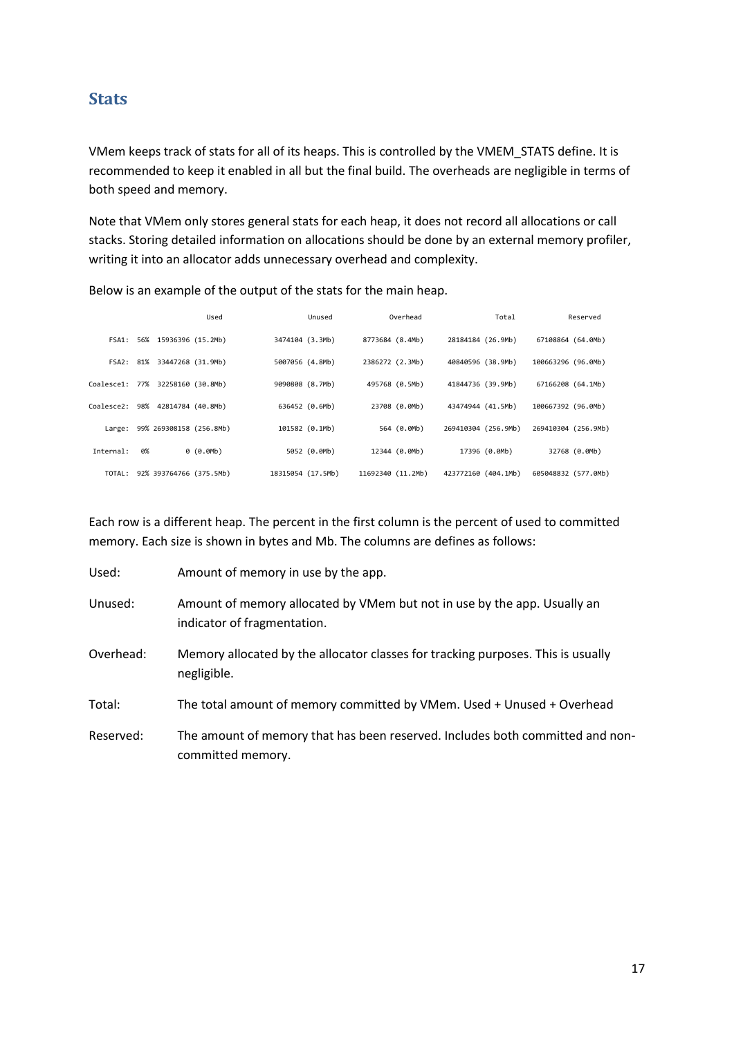## Stats

VMem keeps track of stats for all of its heaps. This is controlled by the VMEM_STATS define. It is recommended to keep it enabled in all but the final build. The overheads are negligible in terms of both speed and memory.

Note that VMem only stores general stats for each heap, it does not record all allocations or call stacks. Storing detailed information on allocations should be done by an external memory profiler, writing it into an allocator adds unnecessary overhead and complexity.

Below is an example of the output of the stats for the main heap.

| | | Used | Unused | Overhead | Total | Reserved |
|---|---|---|---|---|---|---|
| FSA1: | 56% | 15936396 (15.2Mb) | 3474104 (3.3Mb) | 8773684 (8.4Mb) | 28184184 (26.9Mb) | 67108864 (64.0Mb) |
| FSA2: | 81% | 33447268 (31.9Mb) | 5007056 (4.8Mb) | 2386272 (2.3Mb) | 40840596 (38.9Mb) | 100663296 (96.0Mb) |
| Coalesce1: | 77% | 32258160 (30.8Mb) | 9090808 (8.7Mb) | 495768 (0.5Mb) | 41844736 (39.9Mb) | 67166208 (64.1Mb) |
| Coalesce2: | 98% | 42814784 (40.8Mb) | 636452 (0.6Mb) | 23708 (0.0Mb) | 43474944 (41.5Mb) | 100667392 (96.0Mb) |
| Large: | 99% | 269308158 (256.8Mb) | 101582 (0.1Mb) | 564 (0.0Mb) | 269410304 (256.9Mb) | 269410304 (256.9Mb) |
| Internal: | 0% | 0 (0.0Mb) | 5052 (0.0Mb) | 12344 (0.0Mb) | 17396 (0.0Mb) | 32768 (0.0Mb) |
| TOTAL: | 92% | 393764766 (375.5Mb) | 18315054 (17.5Mb) | 11692340 (11.2Mb) | 423772160 (404.1Mb) | 605048832 (577.0Mb) |

Each row is a different heap. The percent in the first column is the percent of used to committed memory. Each size is shown in bytes and Mb. The columns are defines as follows:

Used: Amount of memory in use by the app.

Unused: Amount of memory allocated by VMem but not in use by the app. Usually an indicator of fragmentation.

Overhead: Memory allocated by the allocator classes for tracking purposes. This is usually negligible.

Total: The total amount of memory committed by VMem. Used + Unused + Overhead

Reserved: The amount of memory that has been reserved. Includes both committed and non-committed memory.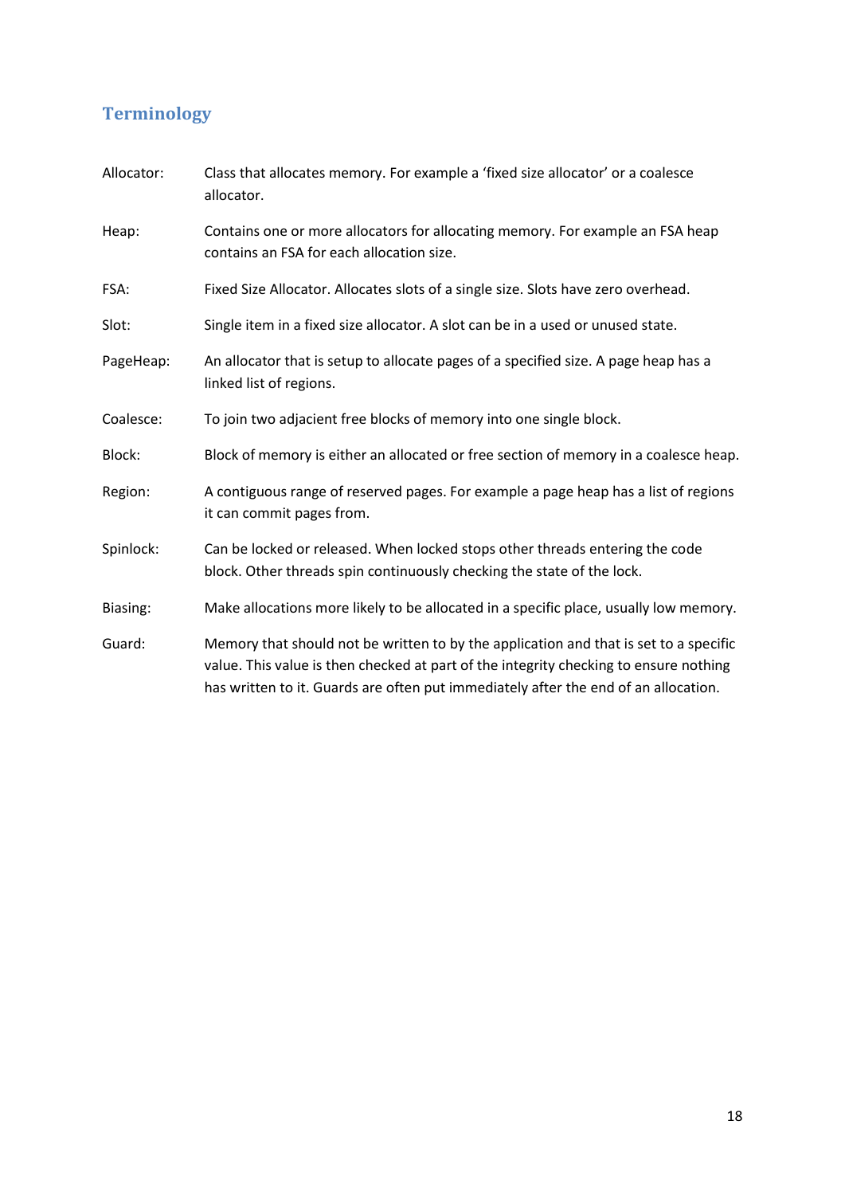## Terminology

| | |
|---|---|
| Allocator: | Class that allocates memory. For example a 'fixed size allocator' or a coalesce allocator. |
| Heap: | Contains one or more allocators for allocating memory. For example an FSA heap contains an FSA for each allocation size. |
| FSA: | Fixed Size Allocator. Allocates slots of a single size. Slots have zero overhead. |
| Slot: | Single item in a fixed size allocator. A slot can be in a used or unused state. |
| PageHeap: | An allocator that is setup to allocate pages of a specified size. A page heap has a linked list of regions. |
| Coalesce: | To join two adjacent free blocks of memory into one single block. |
| Block: | Block of memory is either an allocated or free section of memory in a coalesce heap. |
| Region: | A contiguous range of reserved pages. For example a page heap has a list of regions it can commit pages from. |
| Spinlock: | Can be locked or released. When locked stops other threads entering the code block. Other threads spin continuously checking the state of the lock. |
| Biasing: | Make allocations more likely to be allocated in a specific place, usually low memory. |
| Guard: | Memory that should not be written to by the application and that is set to a specific value. This value is then checked at part of the integrity checking to ensure nothing has written to it. Guards are often put immediately after the end of an allocation. |